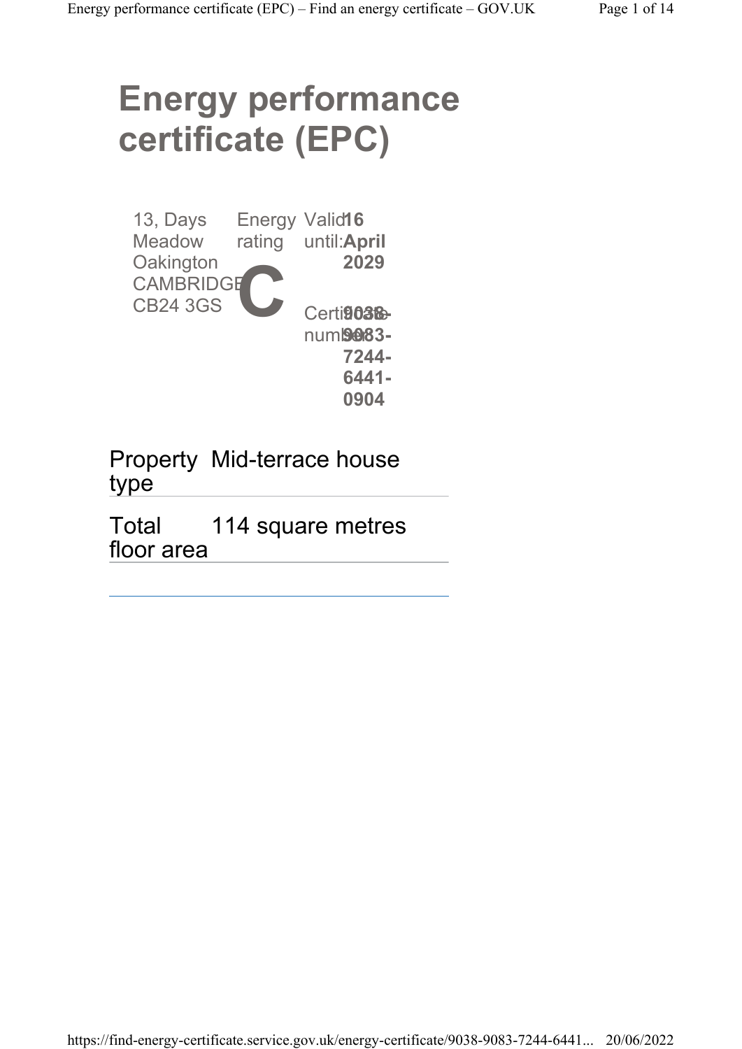# Energy performance certificate (EPC)

13, Days Meadow
Oakington
CAMBRIDGE
CB24 3GS

Energy rating

**C**

Valid until: **16 April 2029**

Certificate number: **9038-9083-7244-6441-0904**

| | |
|---|---|
| Property type | Mid-terrace house |
| Total floor area | 114 square metres |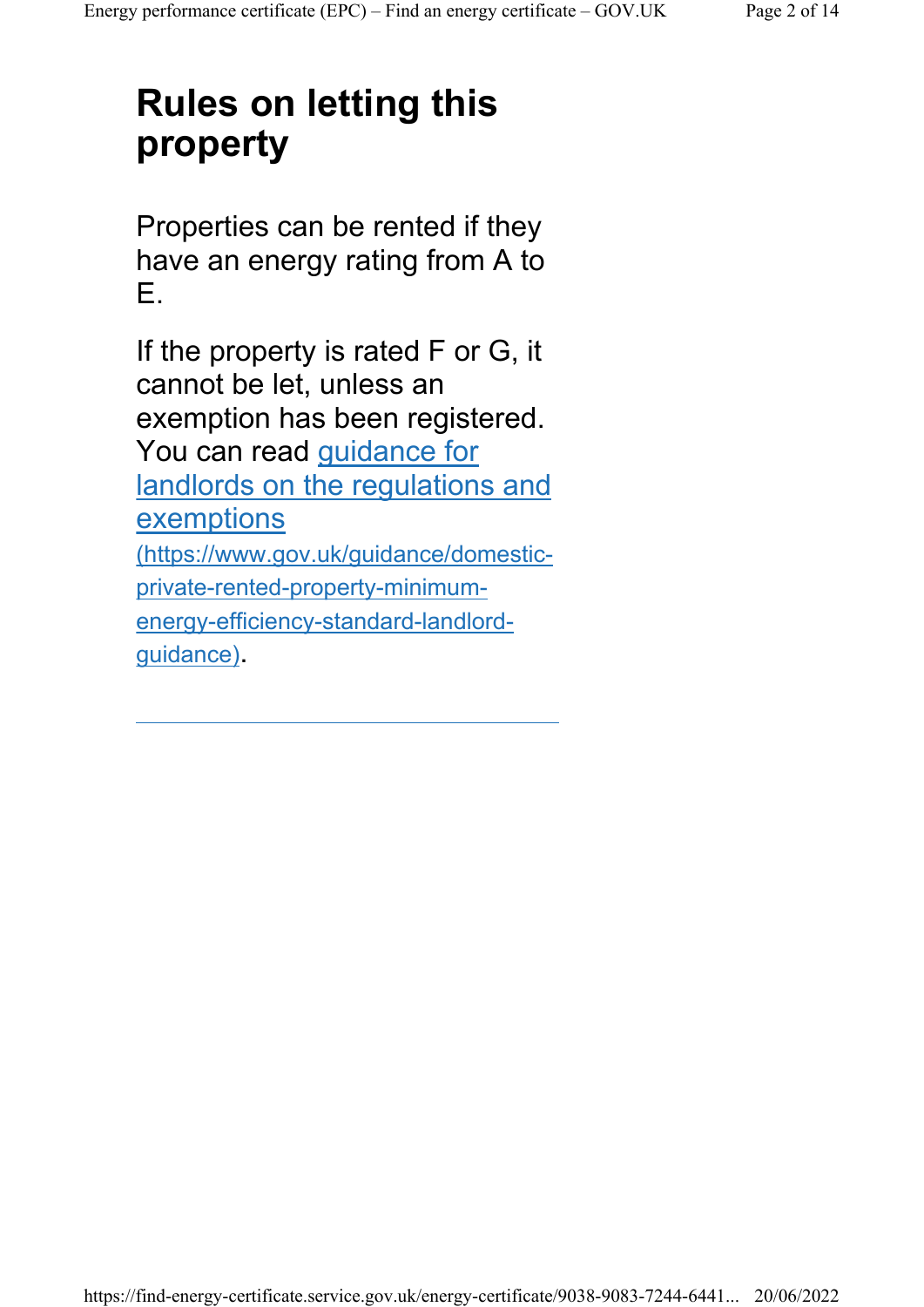## Rules on letting this property

Properties can be rented if they have an energy rating from A to E.

If the property is rated F or G, it cannot be let, unless an exemption has been registered. You can read [guidance for landlords on the regulations and exemptions](https://www.gov.uk/guidance/domestic-private-rented-property-minimum-energy-efficiency-standard-landlord-guidance) (https://www.gov.uk/guidance/domestic-private-rented-property-minimum-energy-efficiency-standard-landlord-guidance).

---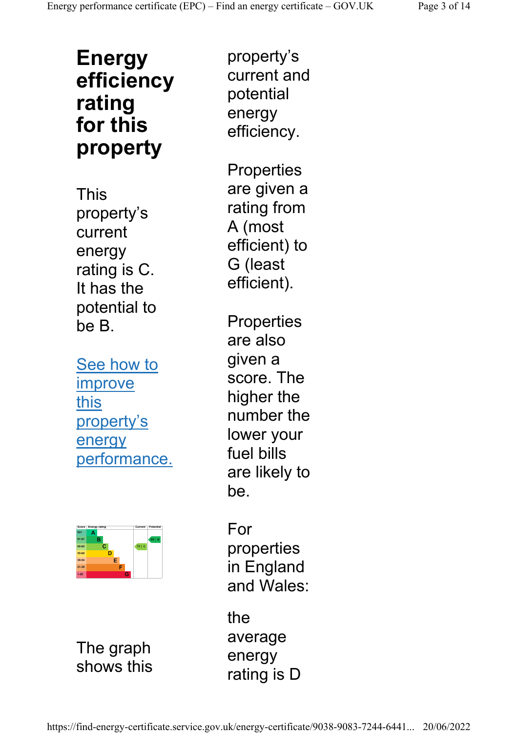# Energy efficiency rating for this property

This property's current energy rating is C. It has the potential to be B.

See how to improve this property's energy performance.

| Score | Energy rating | Current | Potential |
|---|---|---|---|
| 92+ | A | | |
| 81-91 | B | | 88 B |
| 69-80 | C | 79 C | |
| 55-68 | D | | |
| 39-54 | E | | |
| 21-38 | F | | |
| 1-20 | G | | |

The graph shows this property's current and potential energy efficiency.

Properties are given a rating from A (most efficient) to G (least efficient).

Properties are also given a score. The higher the number the lower your fuel bills are likely to be.

For properties in England and Wales:

the average energy rating is D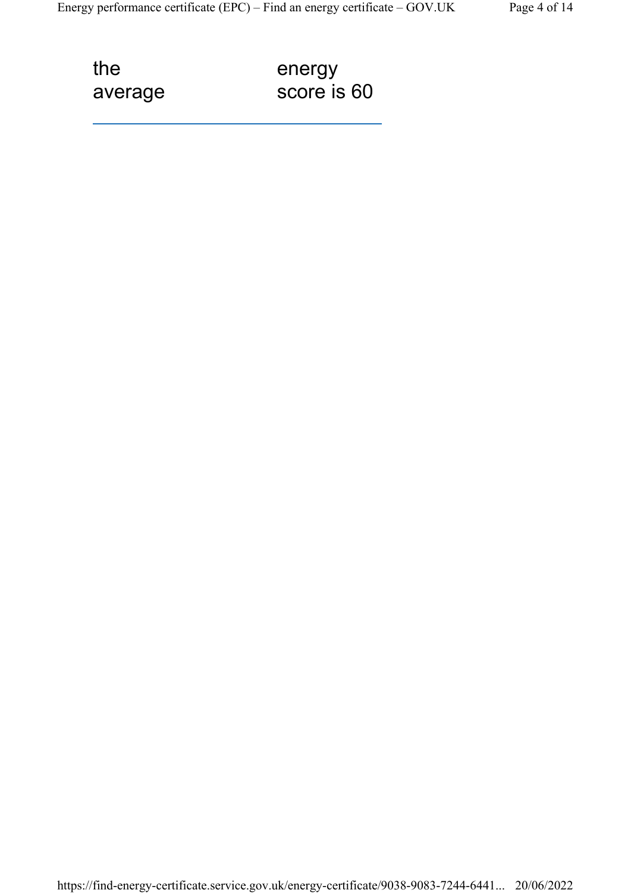| the average | energy score is 60 |
| --- | --- |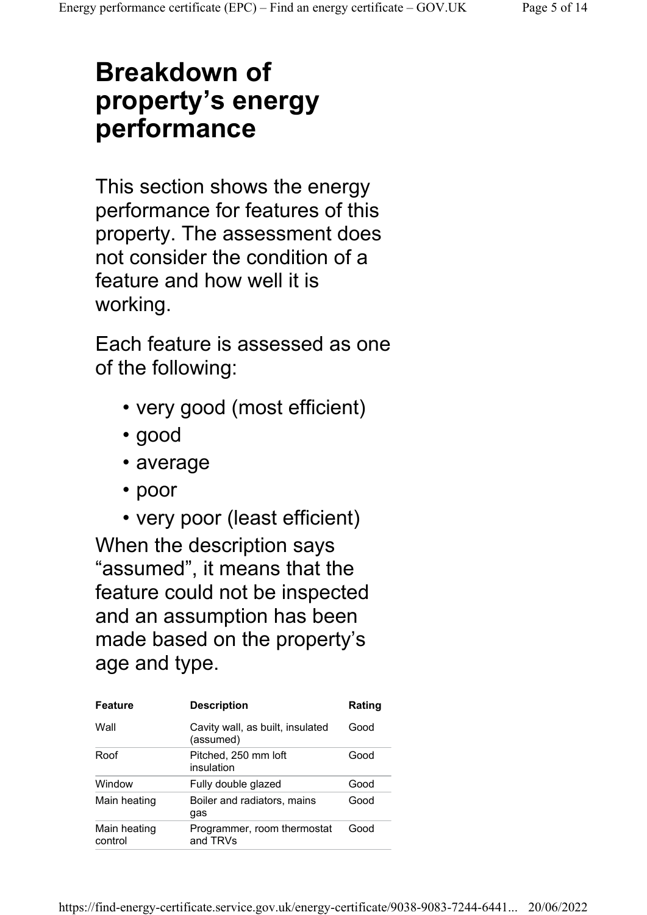# Breakdown of property's energy performance

This section shows the energy performance for features of this property. The assessment does not consider the condition of a feature and how well it is working.

Each feature is assessed as one of the following:

- very good (most efficient)
- good
- average
- poor
- very poor (least efficient)

When the description says "assumed", it means that the feature could not be inspected and an assumption has been made based on the property's age and type.

| Feature | Description | Rating |
| --- | --- | --- |
| Wall | Cavity wall, as built, insulated (assumed) | Good |
| Roof | Pitched, 250 mm loft insulation | Good |
| Window | Fully double glazed | Good |
| Main heating | Boiler and radiators, mains gas | Good |
| Main heating control | Programmer, room thermostat and TRVs | Good |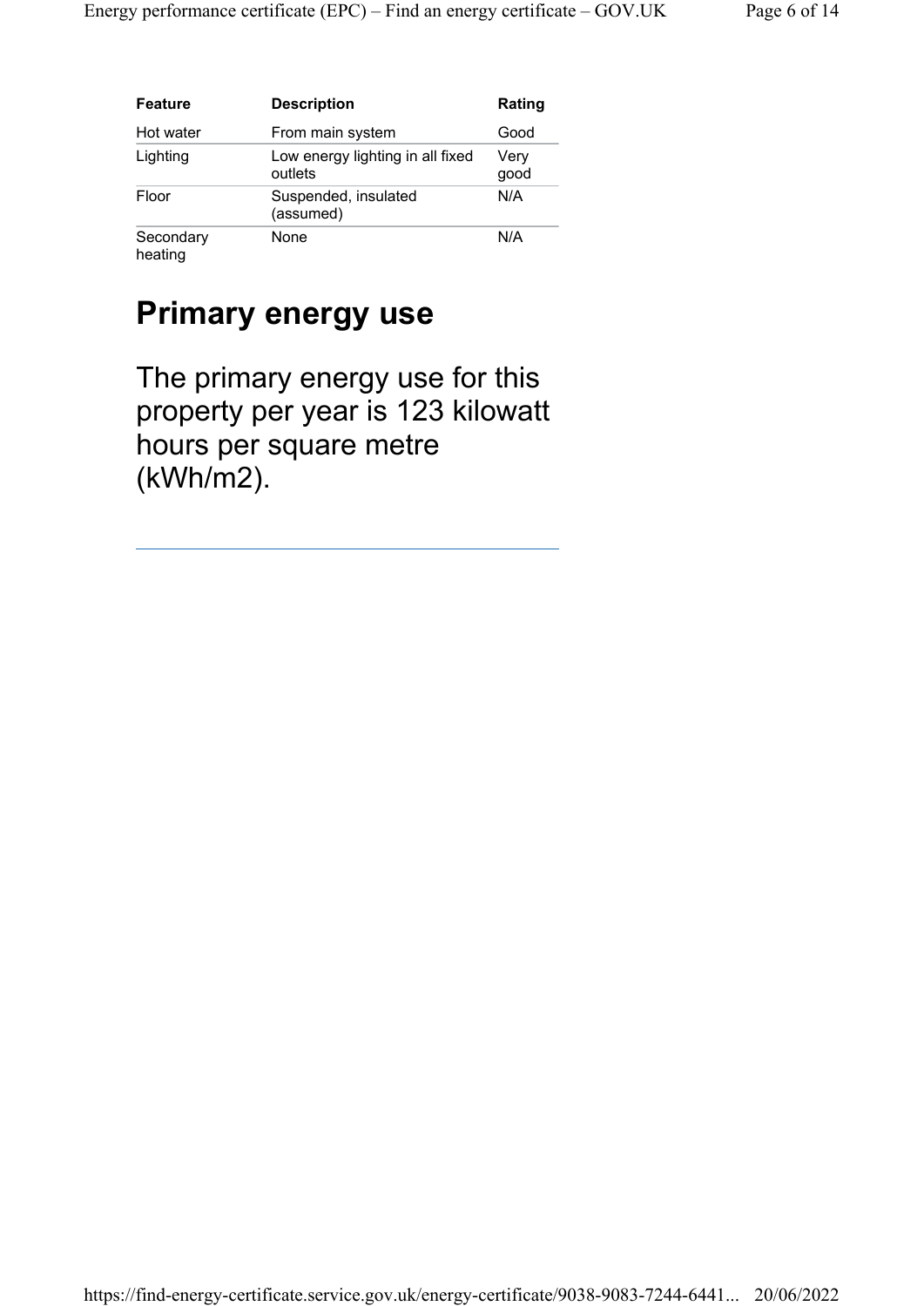| Feature | Description | Rating |
| --- | --- | --- |
| Hot water | From main system | Good |
| Lighting | Low energy lighting in all fixed outlets | Very good |
| Floor | Suspended, insulated (assumed) | N/A |
| Secondary heating | None | N/A |

## Primary energy use

The primary energy use for this property per year is 123 kilowatt hours per square metre (kWh/m2).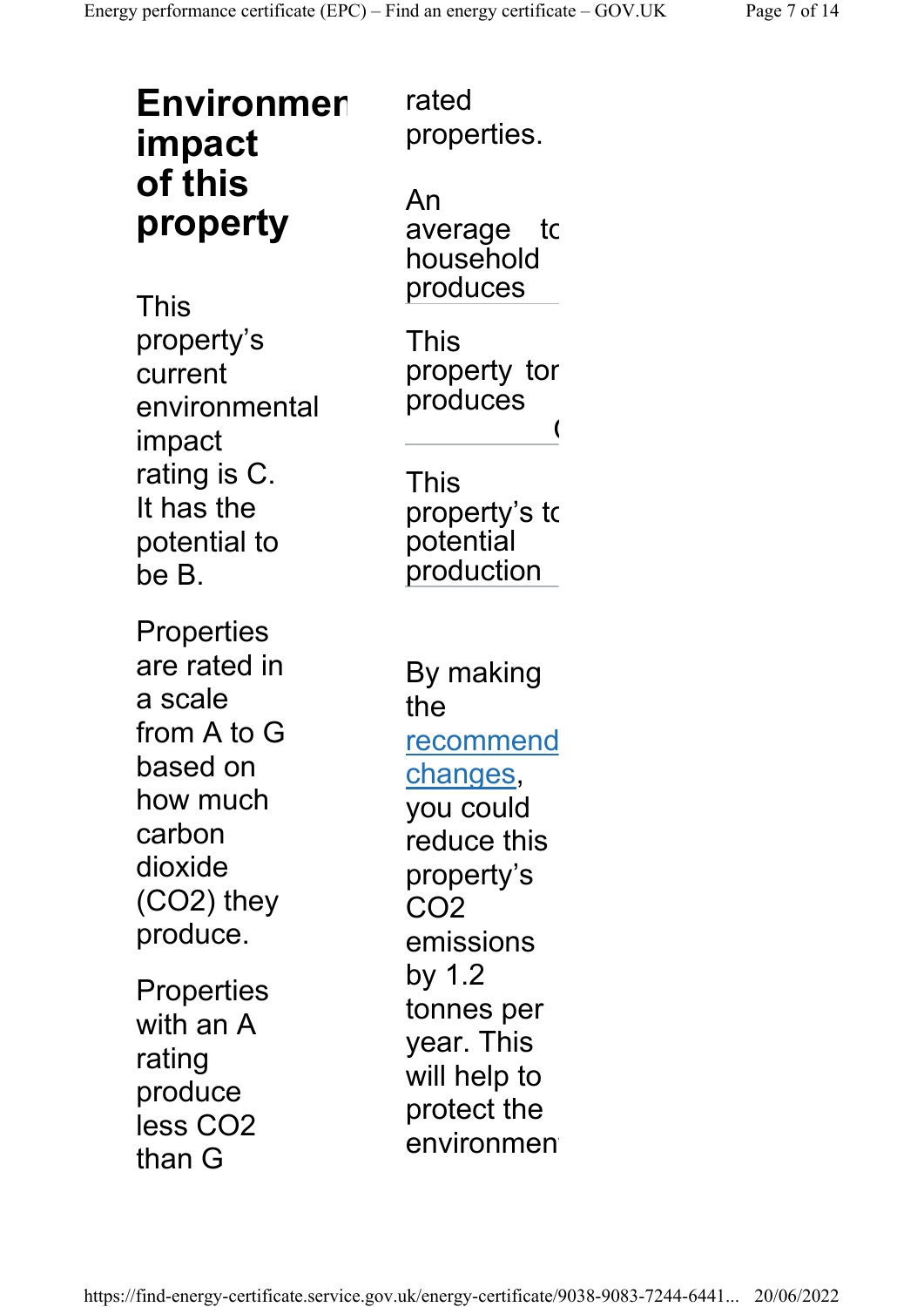## Environmen impact of this property

This property's current environmental impact rating is C. It has the potential to be B.

Properties are rated in a scale from A to G based on how much carbon dioxide ($CO_2$) they produce.

Properties with an A rating produce less $CO_2$ than G rated properties.

| | |
|---|---|
| An average household produces | |
| This property produces | |
| This property's potential production | |

By making the recommend changes, you could reduce this property's $CO_2$ emissions by 1.2 tonnes per year. This will help to protect the environmen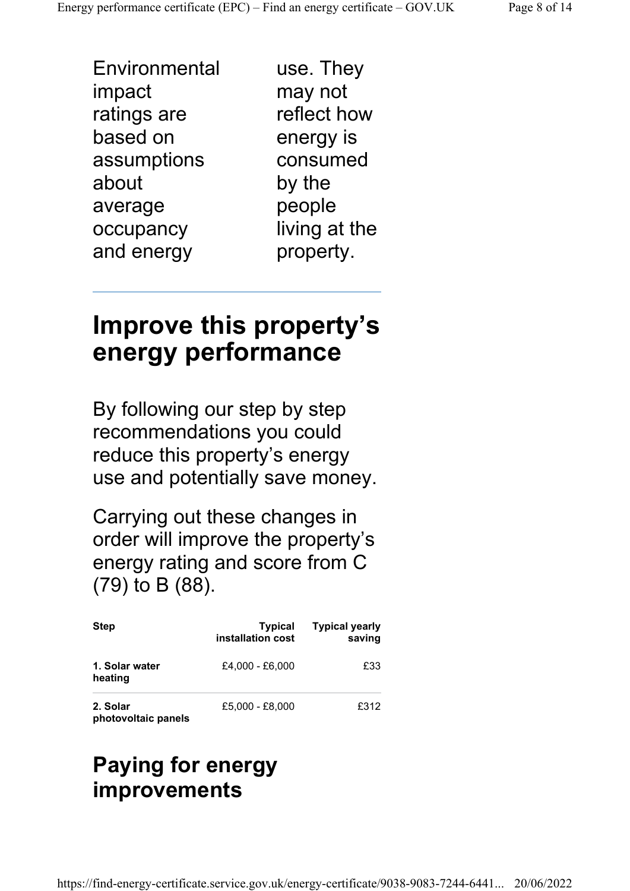Environmental impact ratings are based on assumptions about average occupancy and energy use. They may not reflect how energy is consumed by the people living at the property.

---

## Improve this property's energy performance

By following our step by step recommendations you could reduce this property's energy use and potentially save money.

Carrying out these changes in order will improve the property's energy rating and score from C (79) to B (88).

| Step | Typical installation cost | Typical yearly saving |
|---|---|---|
| **1. Solar water heating** | £4,000 - £6,000 | £33 |
| **2. Solar photovoltaic panels** | £5,000 - £8,000 | £312 |

## Paying for energy improvements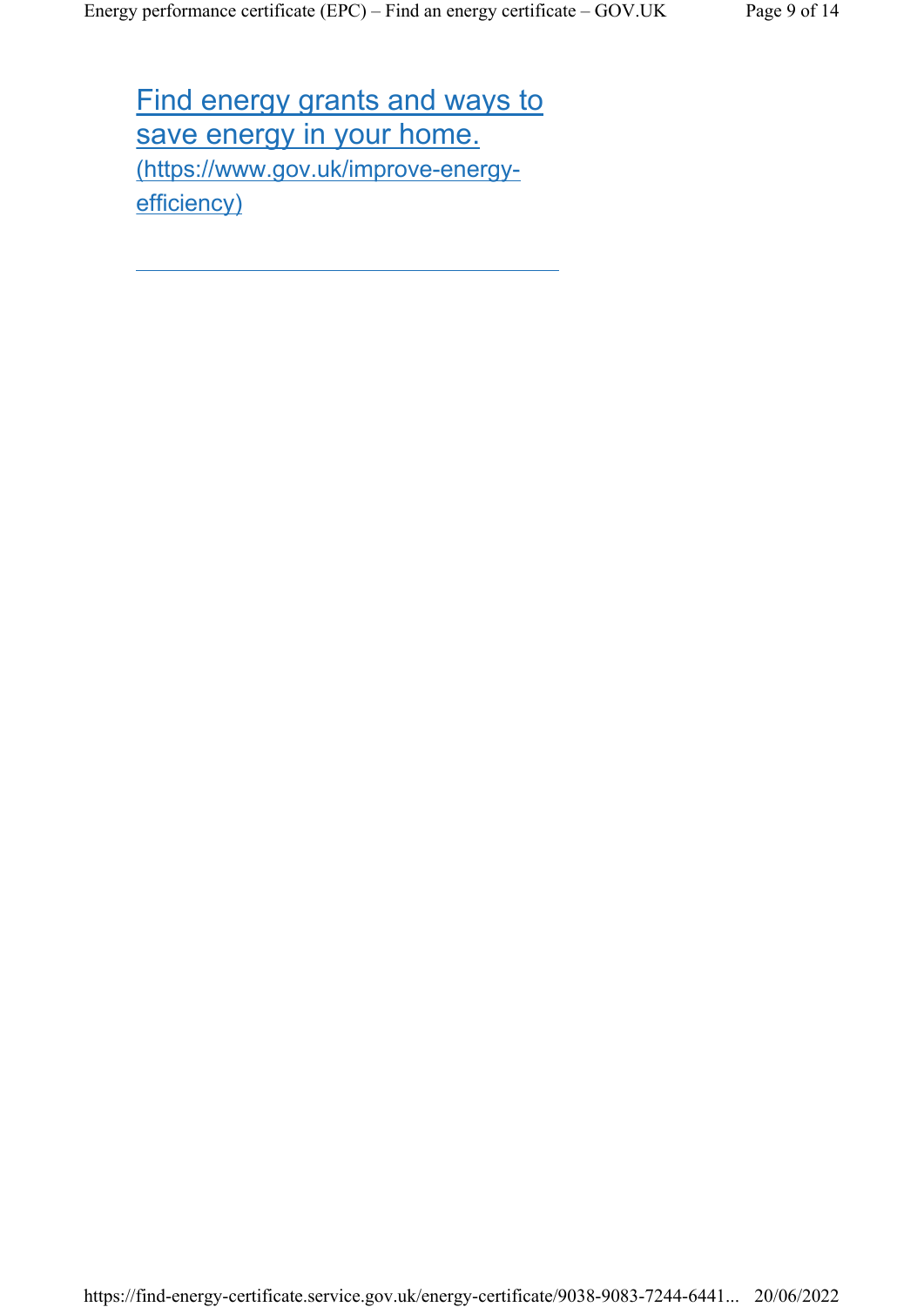[Find energy grants and ways to save energy in your home.](https://www.gov.uk/improve-energy-efficiency) (https://www.gov.uk/improve-energy-efficiency)

---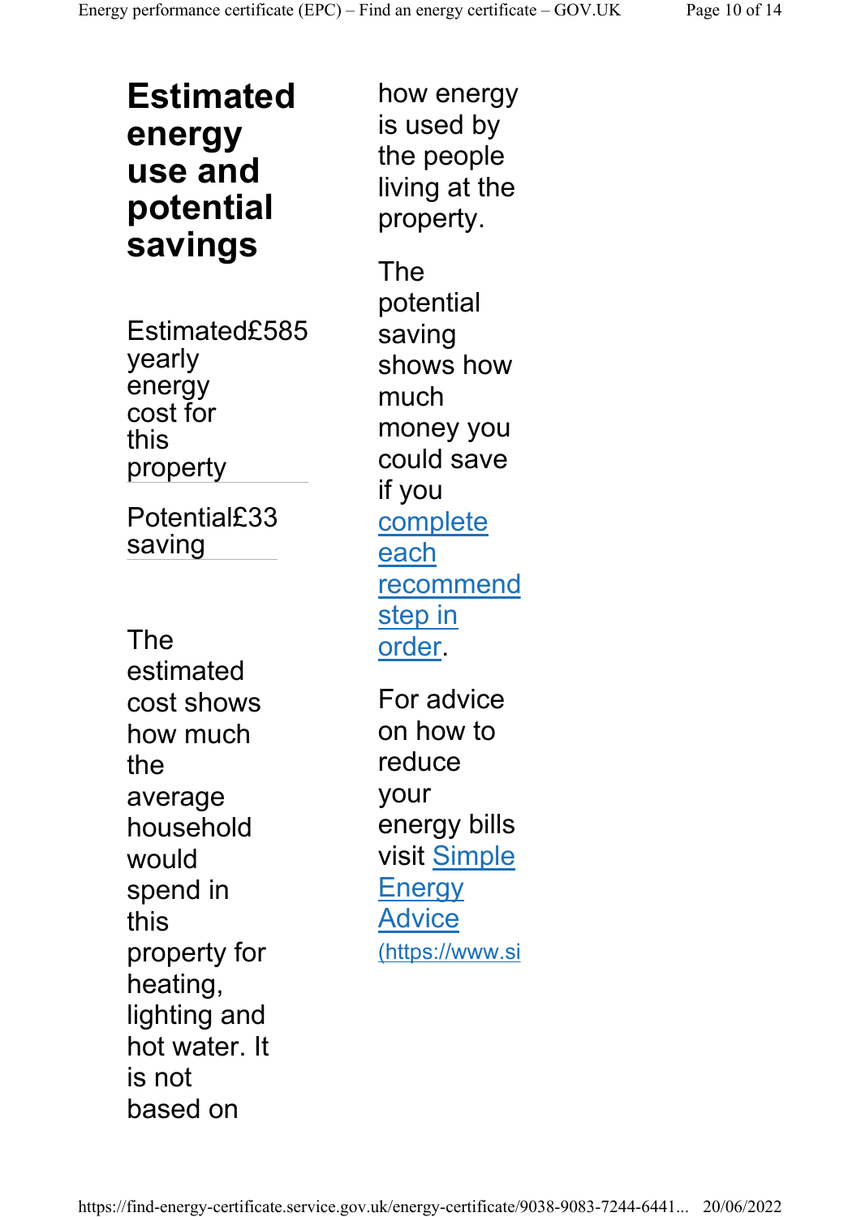## Estimated energy use and potential savings

| | |
|---|---|
| Estimated yearly energy cost for this property | £585 |
| Potential saving | £33 |

The estimated cost shows how much the average household would spend in this property for heating, lighting and hot water. It is not based on how energy is used by the people living at the property.

The potential saving shows how much money you could save if you complete each recommend step in order.

For advice on how to reduce your energy bills visit Simple Energy Advice (https://www.si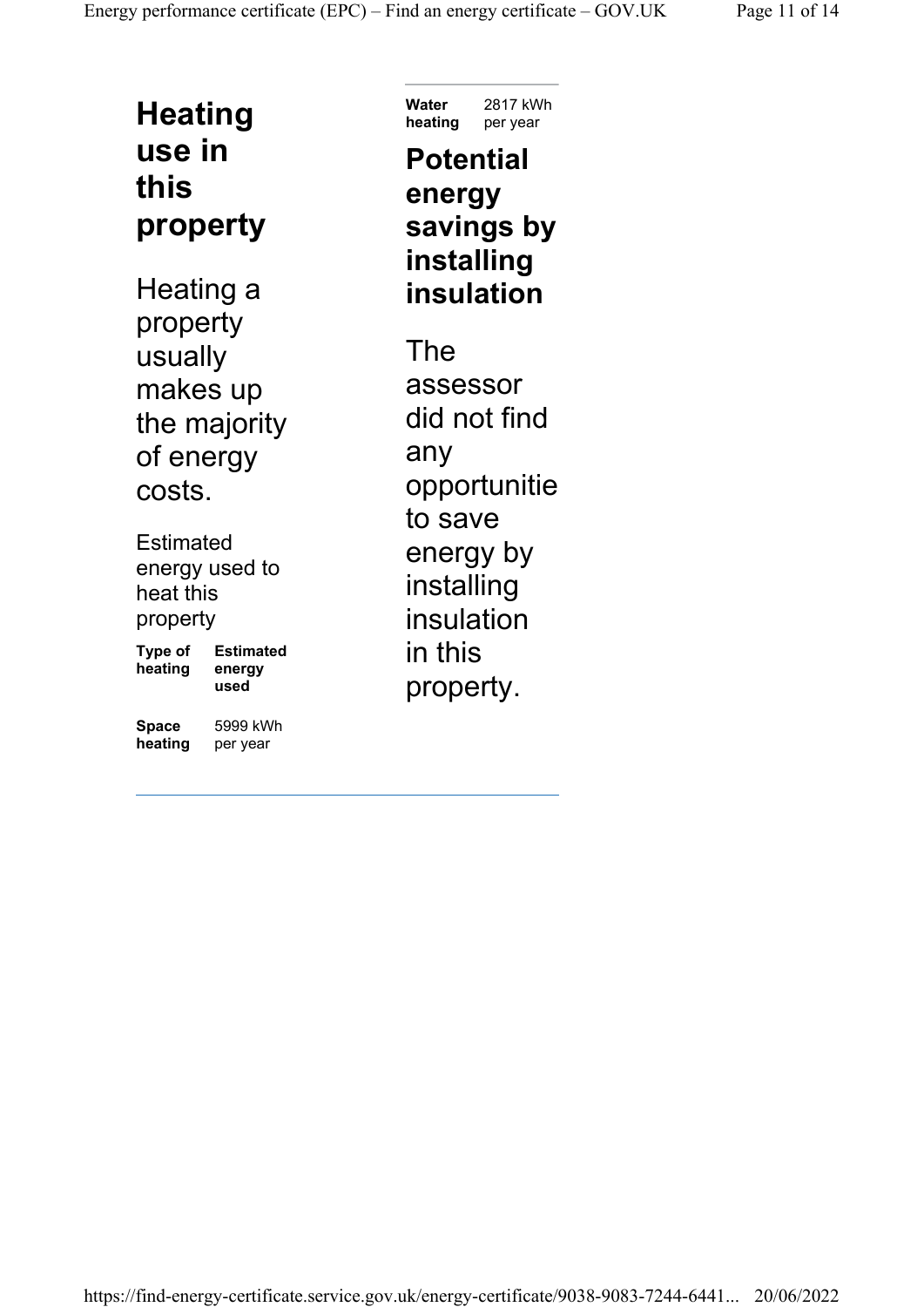## Heating use in this property

Heating a property usually makes up the majority of energy costs.

Estimated energy used to heat this property

| Type of heating | Estimated energy used |
|---|---|
| Space heating | 5999 kWh per year |
| Water heating | 2817 kWh per year |

## Potential energy savings by installing insulation

The assessor did not find any opportunitie to save energy by installing insulation in this property.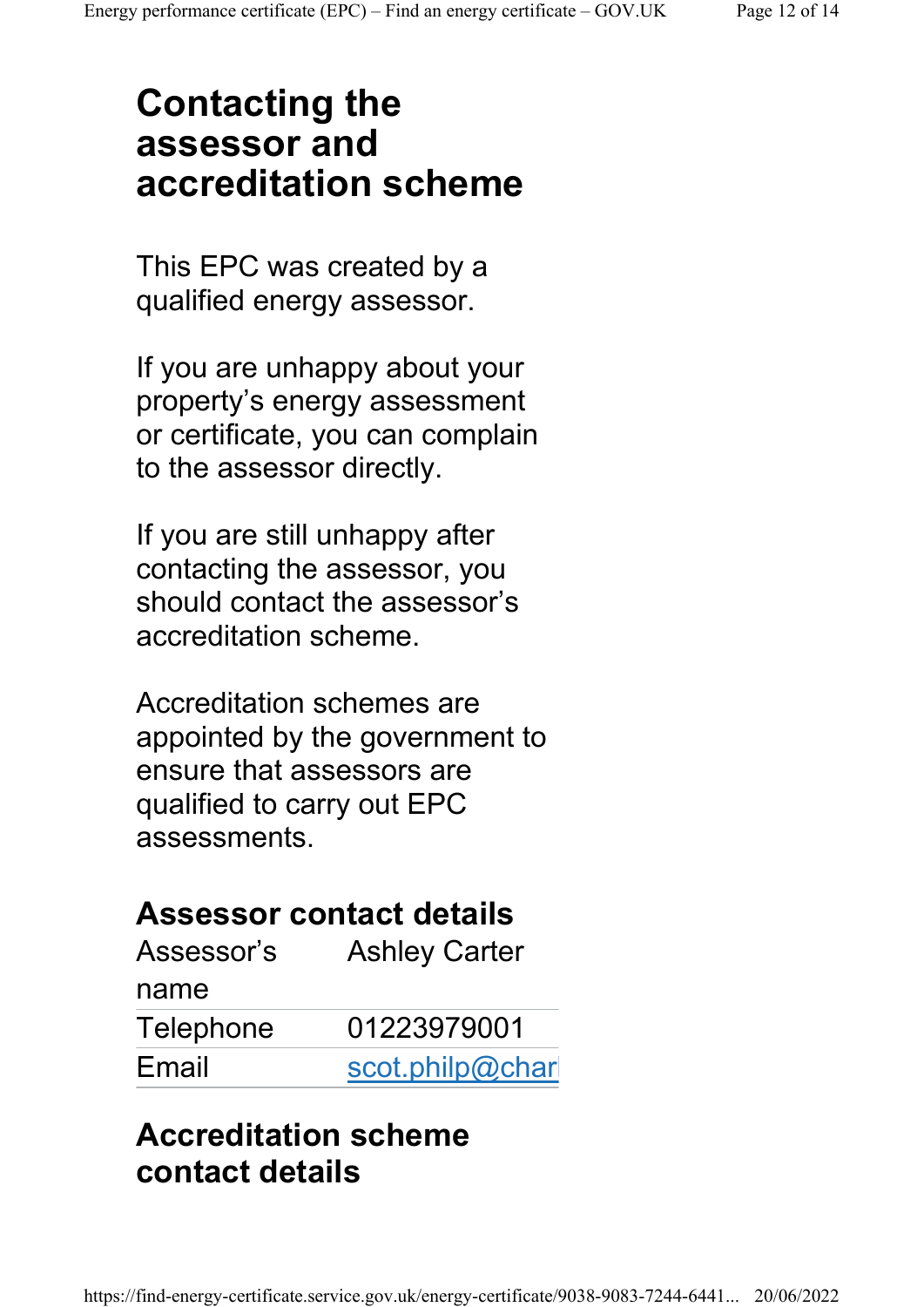# Contacting the assessor and accreditation scheme

This EPC was created by a qualified energy assessor.

If you are unhappy about your property's energy assessment or certificate, you can complain to the assessor directly.

If you are still unhappy after contacting the assessor, you should contact the assessor's accreditation scheme.

Accreditation schemes are appointed by the government to ensure that assessors are qualified to carry out EPC assessments.

## Assessor contact details

| | |
|---|---|
| Assessor's name | Ashley Carter |
| Telephone | 01223979001 |
| Email | scot.philp@char |

## Accreditation scheme contact details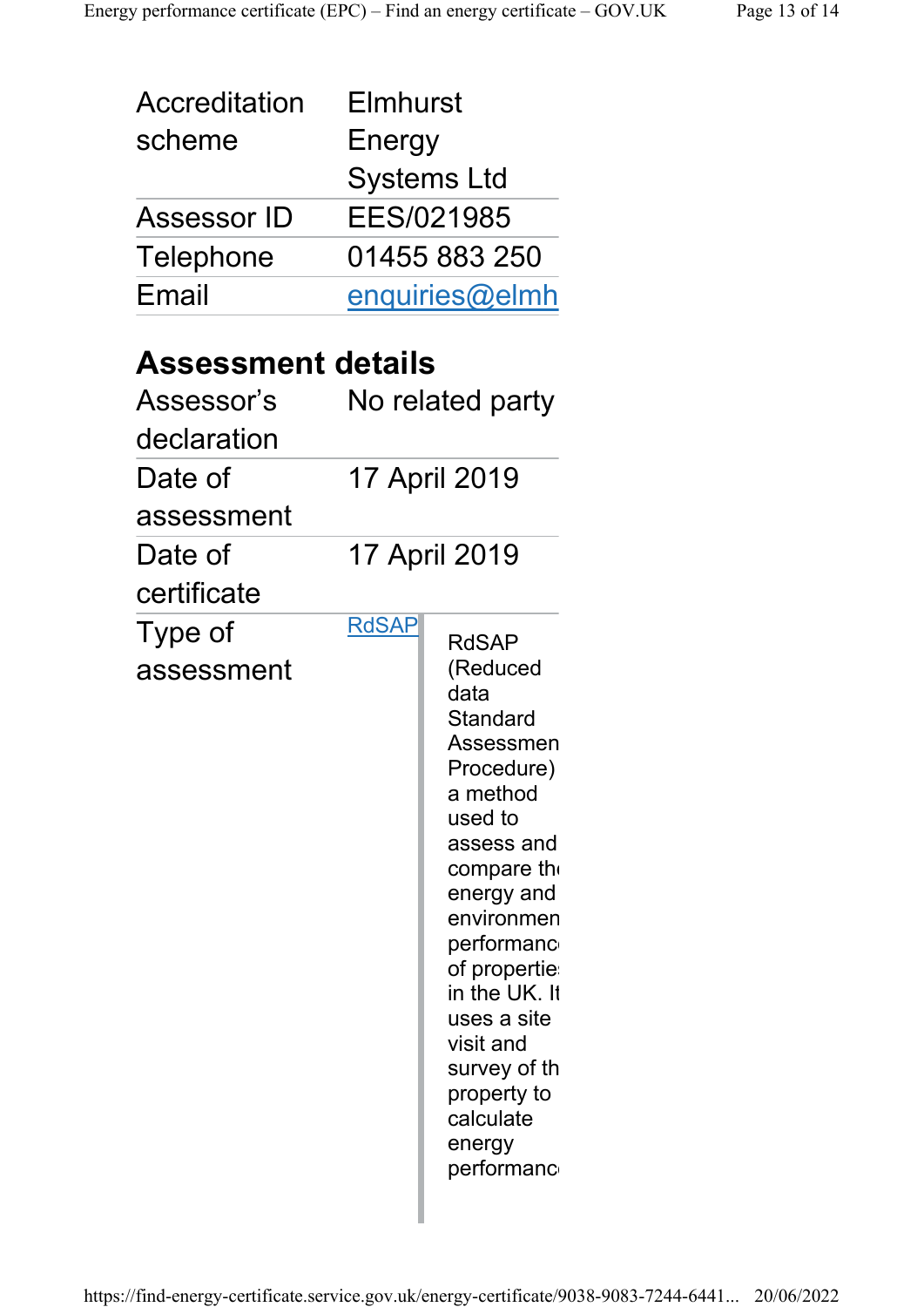| | |
|---|---|
| Accreditation scheme | Elmhurst Energy Systems Ltd |
| Assessor ID | EES/021985 |
| Telephone | 01455 883 250 |
| Email | enquiries@elmh |

## Assessment details

| | |
|---|---|
| Assessor's declaration | No related party |
| Date of assessment | 17 April 2019 |
| Date of certificate | 17 April 2019 |
| Type of assessment | RdSAP RdSAP (Reduced data Standard Assessmen Procedure) a method used to assess and compare th energy and environmen performanc of propertie in the UK. It uses a site visit and survey of th property to calculate energy performanc |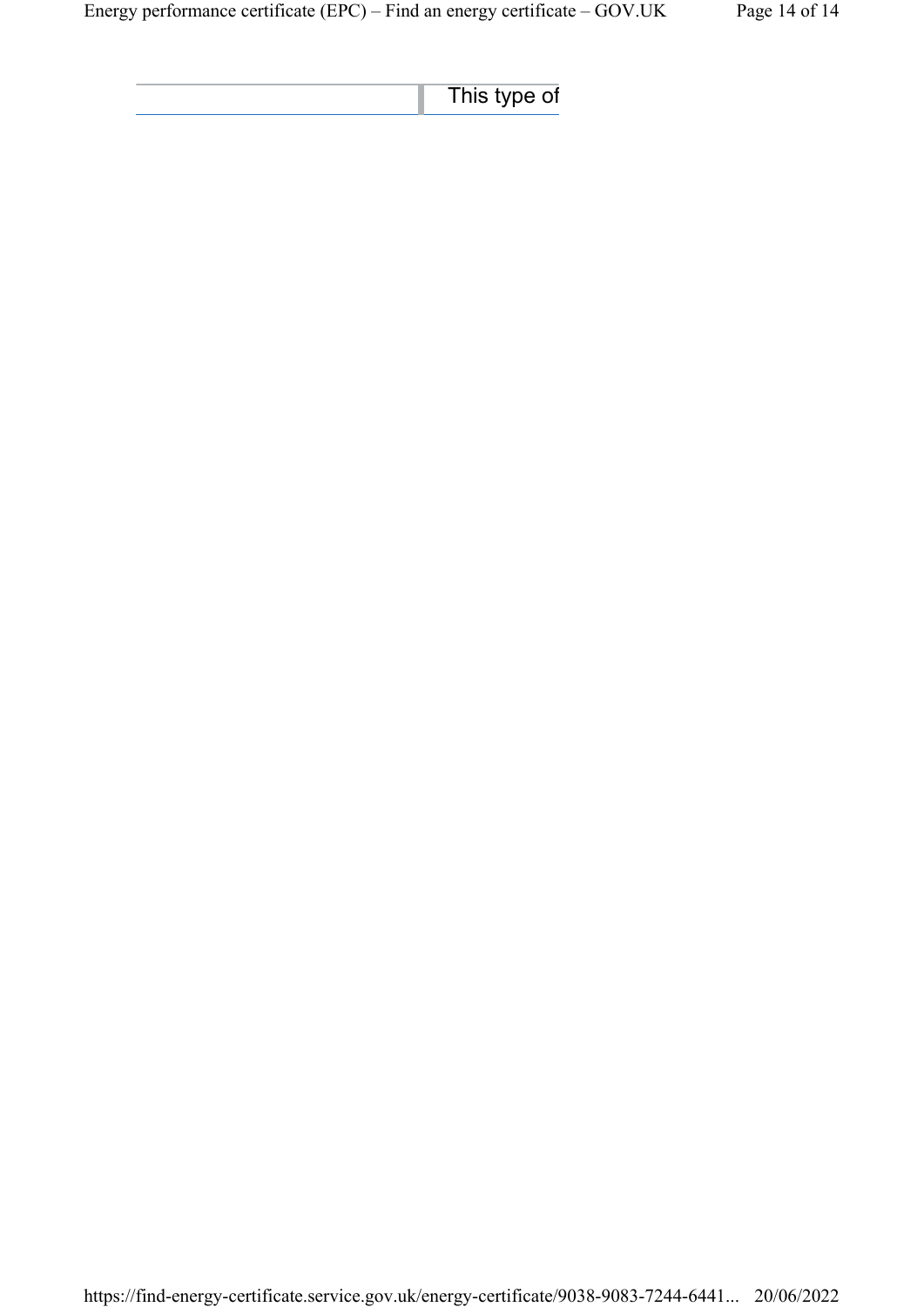| | |
|---|---|
| | This type of |